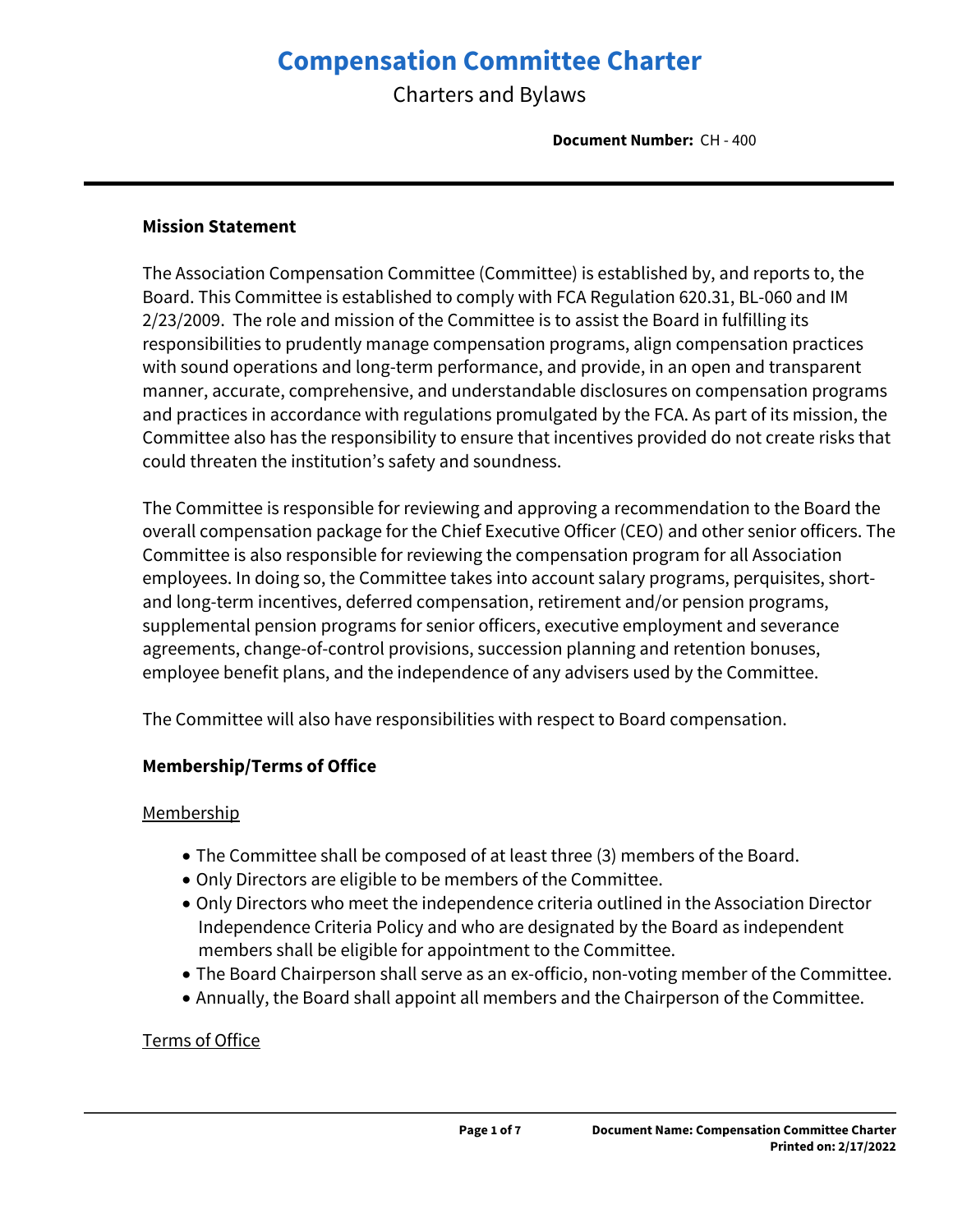# Compensation Committee Charter

Charters and Bylaws

**Document Number:** CH - 400

---

## Mission Statement

The Association Compensation Committee (Committee) is established by, and reports to, the Board. This Committee is established to comply with FCA Regulation 620.31, BL-060 and IM 2/23/2009. The role and mission of the Committee is to assist the Board in fulfilling its responsibilities to prudently manage compensation programs, align compensation practices with sound operations and long-term performance, and provide, in an open and transparent manner, accurate, comprehensive, and understandable disclosures on compensation programs and practices in accordance with regulations promulgated by the FCA. As part of its mission, the Committee also has the responsibility to ensure that incentives provided do not create risks that could threaten the institution's safety and soundness.

The Committee is responsible for reviewing and approving a recommendation to the Board the overall compensation package for the Chief Executive Officer (CEO) and other senior officers. The Committee is also responsible for reviewing the compensation program for all Association employees. In doing so, the Committee takes into account salary programs, perquisites, short- and long-term incentives, deferred compensation, retirement and/or pension programs, supplemental pension programs for senior officers, executive employment and severance agreements, change-of-control provisions, succession planning and retention bonuses, employee benefit plans, and the independence of any advisers used by the Committee.

The Committee will also have responsibilities with respect to Board compensation.

## Membership/Terms of Office

Membership

- The Committee shall be composed of at least three (3) members of the Board.
- Only Directors are eligible to be members of the Committee.
- Only Directors who meet the independence criteria outlined in the Association Director Independence Criteria Policy and who are designated by the Board as independent members shall be eligible for appointment to the Committee.
- The Board Chairperson shall serve as an ex-officio, non-voting member of the Committee.
- Annually, the Board shall appoint all members and the Chairperson of the Committee.

Terms of Office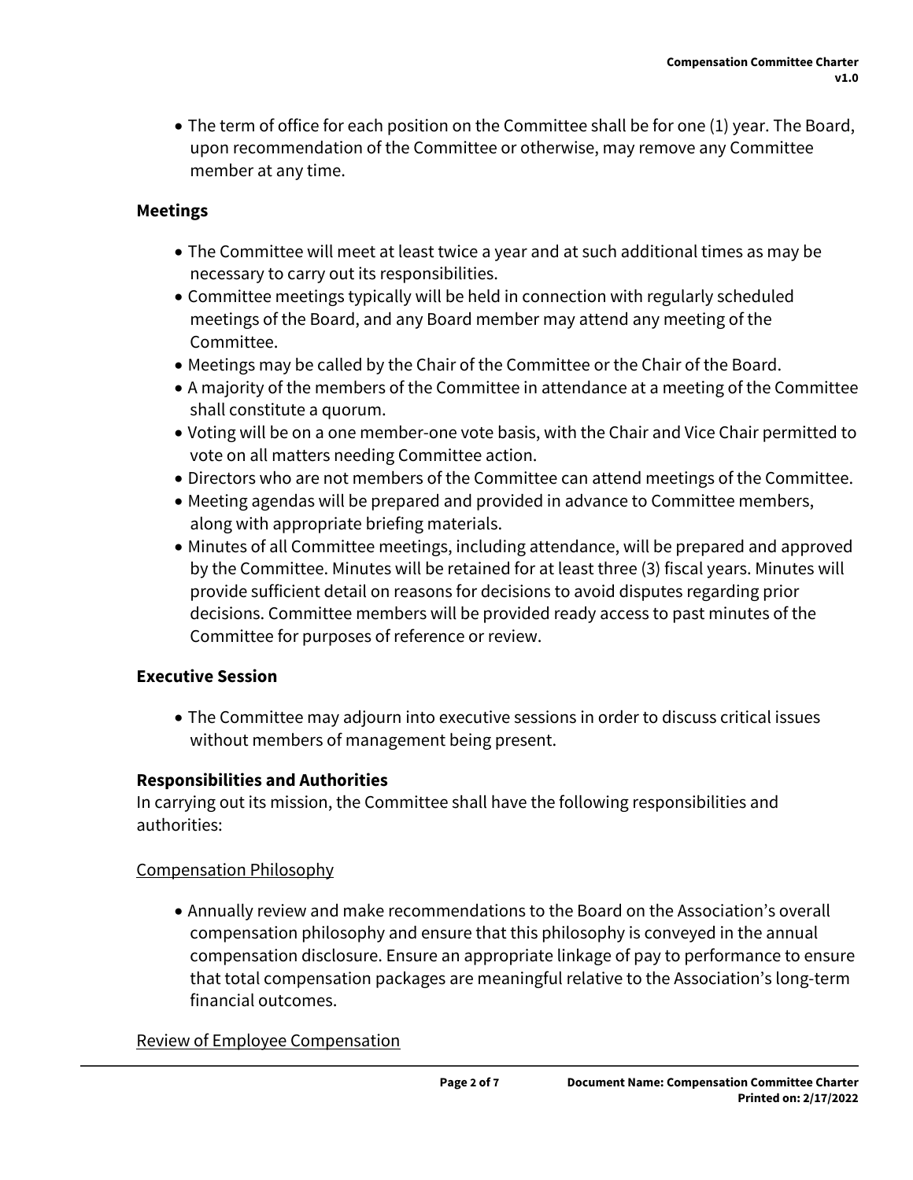- The term of office for each position on the Committee shall be for one (1) year. The Board, upon recommendation of the Committee or otherwise, may remove any Committee member at any time.

### Meetings

- The Committee will meet at least twice a year and at such additional times as may be necessary to carry out its responsibilities.
- Committee meetings typically will be held in connection with regularly scheduled meetings of the Board, and any Board member may attend any meeting of the Committee.
- Meetings may be called by the Chair of the Committee or the Chair of the Board.
- A majority of the members of the Committee in attendance at a meeting of the Committee shall constitute a quorum.
- Voting will be on a one member-one vote basis, with the Chair and Vice Chair permitted to vote on all matters needing Committee action.
- Directors who are not members of the Committee can attend meetings of the Committee.
- Meeting agendas will be prepared and provided in advance to Committee members, along with appropriate briefing materials.
- Minutes of all Committee meetings, including attendance, will be prepared and approved by the Committee. Minutes will be retained for at least three (3) fiscal years. Minutes will provide sufficient detail on reasons for decisions to avoid disputes regarding prior decisions. Committee members will be provided ready access to past minutes of the Committee for purposes of reference or review.

### Executive Session

- The Committee may adjourn into executive sessions in order to discuss critical issues without members of management being present.

### Responsibilities and Authorities

In carrying out its mission, the Committee shall have the following responsibilities and authorities:

<u>Compensation Philosophy</u>

- Annually review and make recommendations to the Board on the Association's overall compensation philosophy and ensure that this philosophy is conveyed in the annual compensation disclosure. Ensure an appropriate linkage of pay to performance to ensure that total compensation packages are meaningful relative to the Association's long-term financial outcomes.

<u>Review of Employee Compensation</u>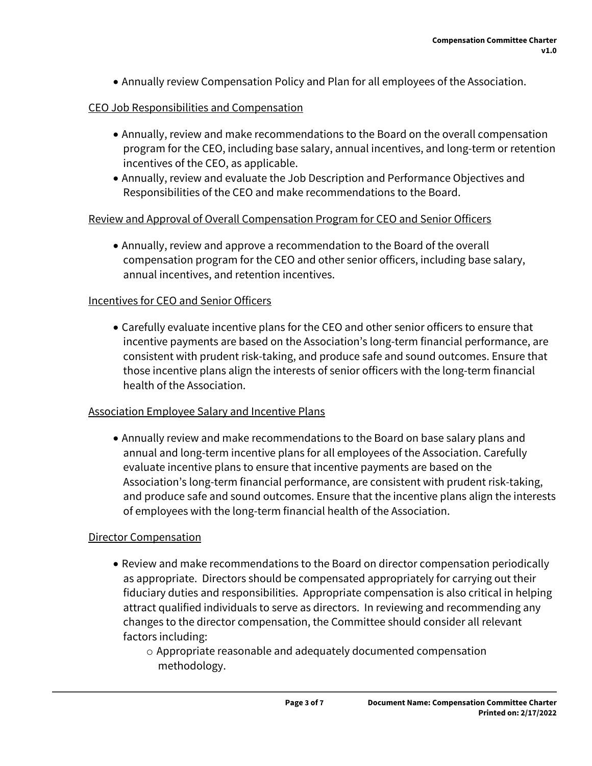- Annually review Compensation Policy and Plan for all employees of the Association.

CEO Job Responsibilities and Compensation

- Annually, review and make recommendations to the Board on the overall compensation program for the CEO, including base salary, annual incentives, and long-term or retention incentives of the CEO, as applicable.
- Annually, review and evaluate the Job Description and Performance Objectives and Responsibilities of the CEO and make recommendations to the Board.

Review and Approval of Overall Compensation Program for CEO and Senior Officers

- Annually, review and approve a recommendation to the Board of the overall compensation program for the CEO and other senior officers, including base salary, annual incentives, and retention incentives.

Incentives for CEO and Senior Officers

- Carefully evaluate incentive plans for the CEO and other senior officers to ensure that incentive payments are based on the Association's long-term financial performance, are consistent with prudent risk-taking, and produce safe and sound outcomes. Ensure that those incentive plans align the interests of senior officers with the long-term financial health of the Association.

Association Employee Salary and Incentive Plans

- Annually review and make recommendations to the Board on base salary plans and annual and long-term incentive plans for all employees of the Association. Carefully evaluate incentive plans to ensure that incentive payments are based on the Association's long-term financial performance, are consistent with prudent risk-taking, and produce safe and sound outcomes. Ensure that the incentive plans align the interests of employees with the long-term financial health of the Association.

Director Compensation

- Review and make recommendations to the Board on director compensation periodically as appropriate. Directors should be compensated appropriately for carrying out their fiduciary duties and responsibilities. Appropriate compensation is also critical in helping attract qualified individuals to serve as directors. In reviewing and recommending any changes to the director compensation, the Committee should consider all relevant factors including:
  - Appropriate reasonable and adequately documented compensation methodology.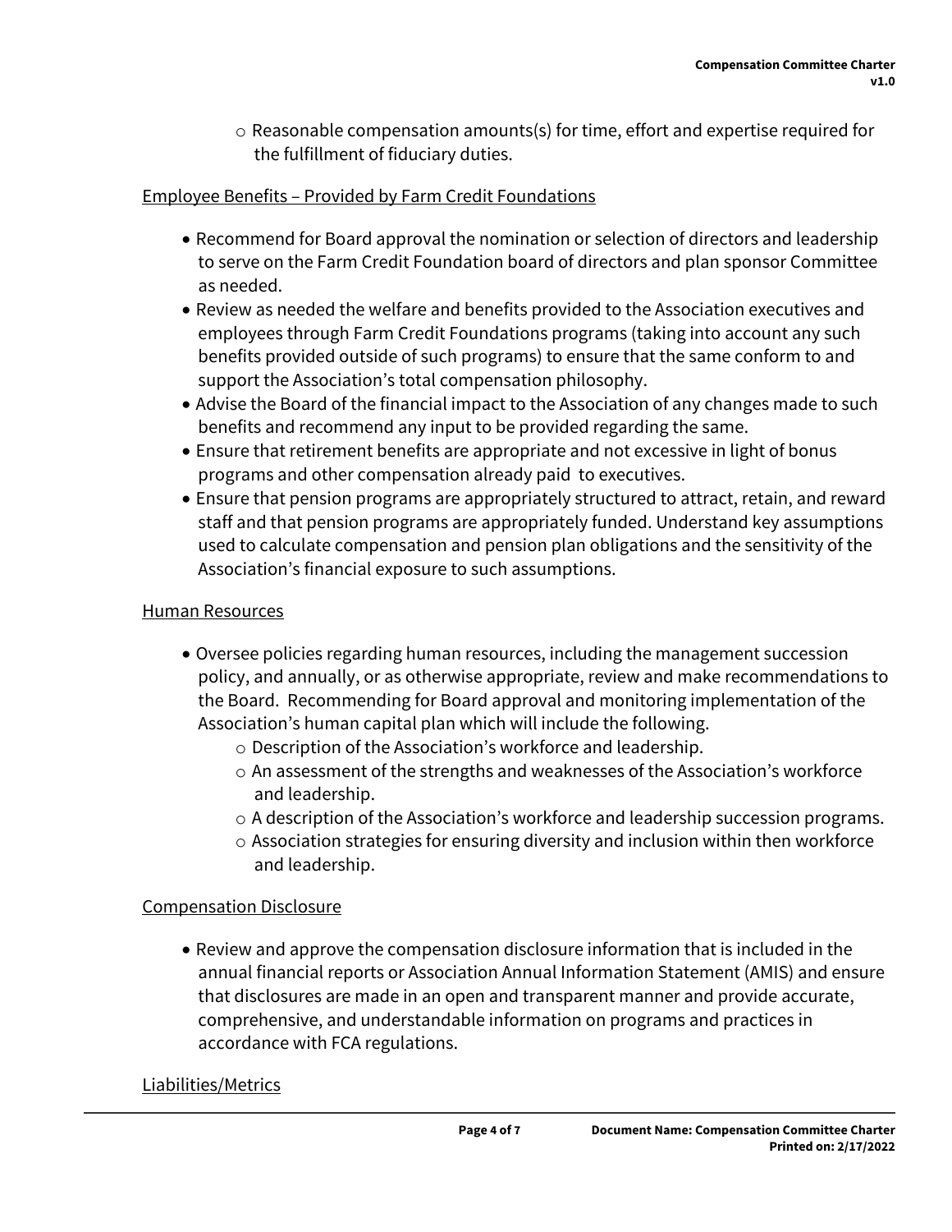- Reasonable compensation amounts(s) for time, effort and expertise required for the fulfillment of fiduciary duties.

<u>Employee Benefits – Provided by Farm Credit Foundations</u>

- Recommend for Board approval the nomination or selection of directors and leadership to serve on the Farm Credit Foundation board of directors and plan sponsor Committee as needed.
- Review as needed the welfare and benefits provided to the Association executives and employees through Farm Credit Foundations programs (taking into account any such benefits provided outside of such programs) to ensure that the same conform to and support the Association's total compensation philosophy.
- Advise the Board of the financial impact to the Association of any changes made to such benefits and recommend any input to be provided regarding the same.
- Ensure that retirement benefits are appropriate and not excessive in light of bonus programs and other compensation already paid to executives.
- Ensure that pension programs are appropriately structured to attract, retain, and reward staff and that pension programs are appropriately funded. Understand key assumptions used to calculate compensation and pension plan obligations and the sensitivity of the Association's financial exposure to such assumptions.

<u>Human Resources</u>

- Oversee policies regarding human resources, including the management succession policy, and annually, or as otherwise appropriate, review and make recommendations to the Board. Recommending for Board approval and monitoring implementation of the Association's human capital plan which will include the following.
   - Description of the Association's workforce and leadership.
   - An assessment of the strengths and weaknesses of the Association's workforce and leadership.
   - A description of the Association's workforce and leadership succession programs.
   - Association strategies for ensuring diversity and inclusion within then workforce and leadership.

<u>Compensation Disclosure</u>

- Review and approve the compensation disclosure information that is included in the annual financial reports or Association Annual Information Statement (AMIS) and ensure that disclosures are made in an open and transparent manner and provide accurate, comprehensive, and understandable information on programs and practices in accordance with FCA regulations.

<u>Liabilities/Metrics</u>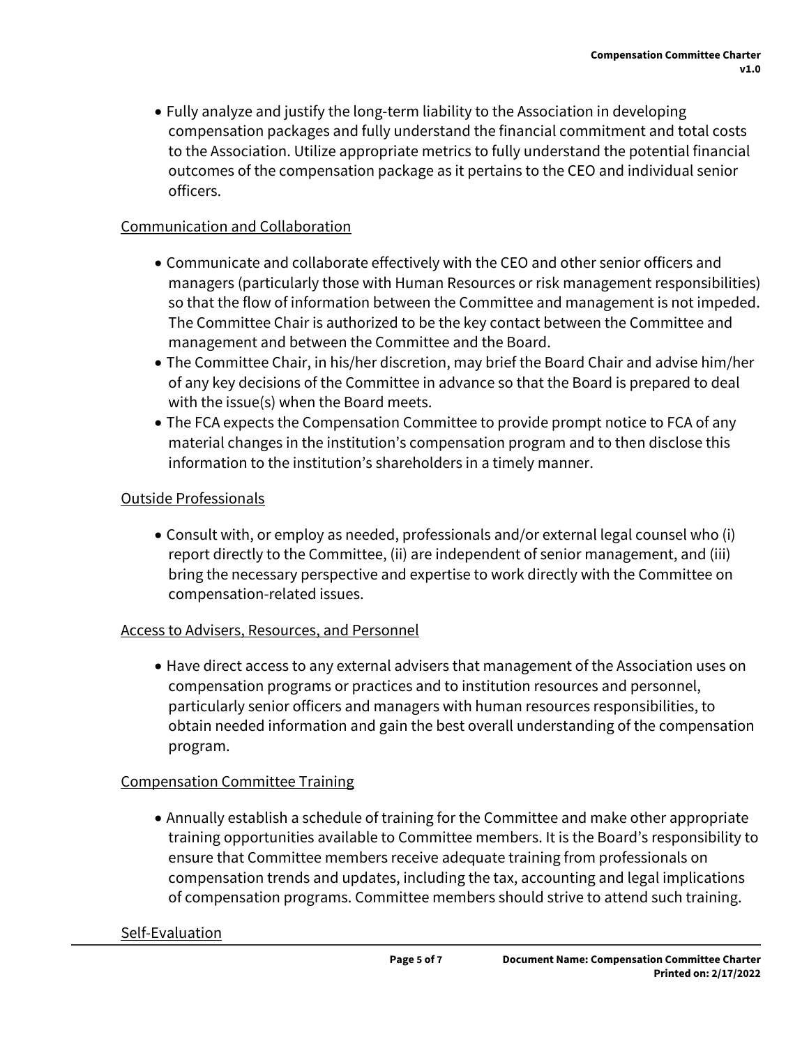- Fully analyze and justify the long-term liability to the Association in developing compensation packages and fully understand the financial commitment and total costs to the Association. Utilize appropriate metrics to fully understand the potential financial outcomes of the compensation package as it pertains to the CEO and individual senior officers.

<u>Communication and Collaboration</u>

- Communicate and collaborate effectively with the CEO and other senior officers and managers (particularly those with Human Resources or risk management responsibilities) so that the flow of information between the Committee and management is not impeded. The Committee Chair is authorized to be the key contact between the Committee and management and between the Committee and the Board.
- The Committee Chair, in his/her discretion, may brief the Board Chair and advise him/her of any key decisions of the Committee in advance so that the Board is prepared to deal with the issue(s) when the Board meets.
- The FCA expects the Compensation Committee to provide prompt notice to FCA of any material changes in the institution's compensation program and to then disclose this information to the institution's shareholders in a timely manner.

<u>Outside Professionals</u>

- Consult with, or employ as needed, professionals and/or external legal counsel who (i) report directly to the Committee, (ii) are independent of senior management, and (iii) bring the necessary perspective and expertise to work directly with the Committee on compensation-related issues.

<u>Access to Advisers, Resources, and Personnel</u>

- Have direct access to any external advisers that management of the Association uses on compensation programs or practices and to institution resources and personnel, particularly senior officers and managers with human resources responsibilities, to obtain needed information and gain the best overall understanding of the compensation program.

<u>Compensation Committee Training</u>

- Annually establish a schedule of training for the Committee and make other appropriate training opportunities available to Committee members. It is the Board's responsibility to ensure that Committee members receive adequate training from professionals on compensation trends and updates, including the tax, accounting and legal implications of compensation programs. Committee members should strive to attend such training.

<u>Self-Evaluation</u>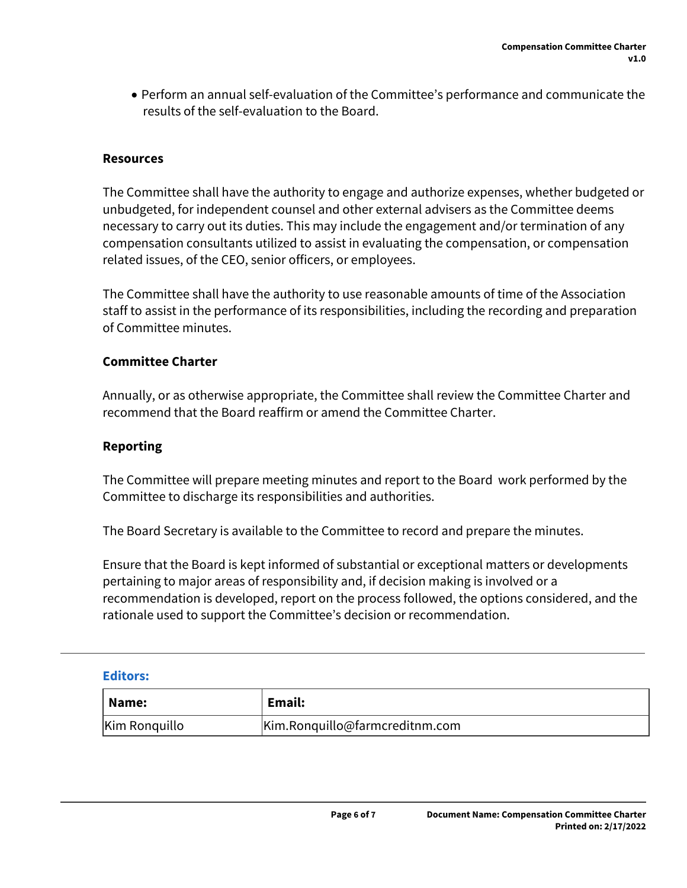- Perform an annual self-evaluation of the Committee's performance and communicate the results of the self-evaluation to the Board.

### Resources

The Committee shall have the authority to engage and authorize expenses, whether budgeted or unbudgeted, for independent counsel and other external advisers as the Committee deems necessary to carry out its duties. This may include the engagement and/or termination of any compensation consultants utilized to assist in evaluating the compensation, or compensation related issues, of the CEO, senior officers, or employees.

The Committee shall have the authority to use reasonable amounts of time of the Association staff to assist in the performance of its responsibilities, including the recording and preparation of Committee minutes.

### Committee Charter

Annually, or as otherwise appropriate, the Committee shall review the Committee Charter and recommend that the Board reaffirm or amend the Committee Charter.

### Reporting

The Committee will prepare meeting minutes and report to the Board work performed by the Committee to discharge its responsibilities and authorities.

The Board Secretary is available to the Committee to record and prepare the minutes.

Ensure that the Board is kept informed of substantial or exceptional matters or developments pertaining to major areas of responsibility and, if decision making is involved or a recommendation is developed, report on the process followed, the options considered, and the rationale used to support the Committee's decision or recommendation.

---

**Editors:**

| Name: | Email: |
| --- | --- |
| Kim Ronquillo | Kim.Ronquillo@farmcreditnm.com |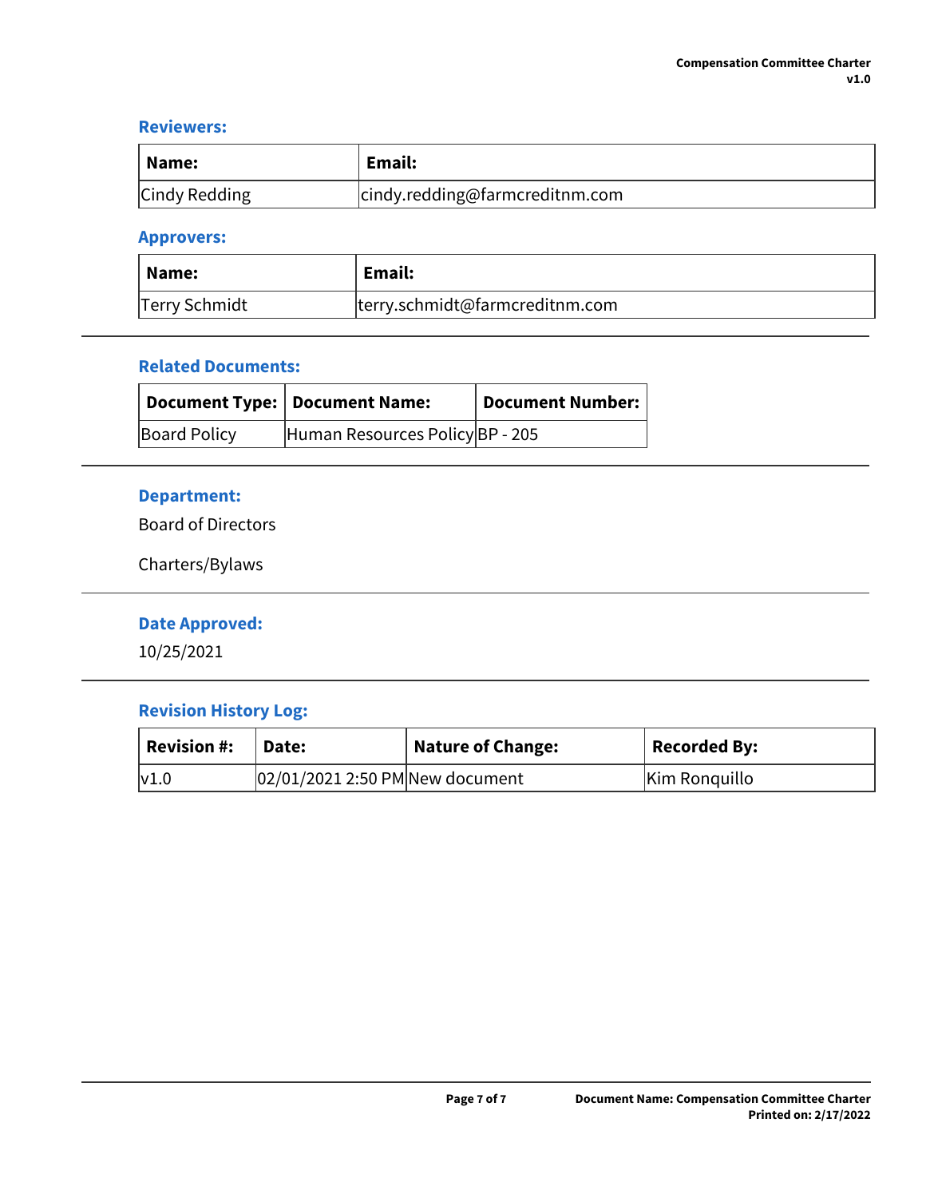### Reviewers:

| Name: | Email: |
| --- | --- |
| Cindy Redding | cindy.redding@farmcreditnm.com |

### Approvers:

| Name: | Email: |
| --- | --- |
| Terry Schmidt | terry.schmidt@farmcreditnm.com |

---

### Related Documents:

| Document Type: | Document Name: | Document Number: |
| --- | --- | --- |
| Board Policy | Human Resources Policy | BP - 205 |

---

### Department:

Board of Directors

Charters/Bylaws

---

### Date Approved:

10/25/2021

---

### Revision History Log:

| Revision #: | Date: | Nature of Change: | Recorded By: |
| --- | --- | --- | --- |
| v1.0 | 02/01/2021 2:50 PM | New document | Kim Ronquillo |